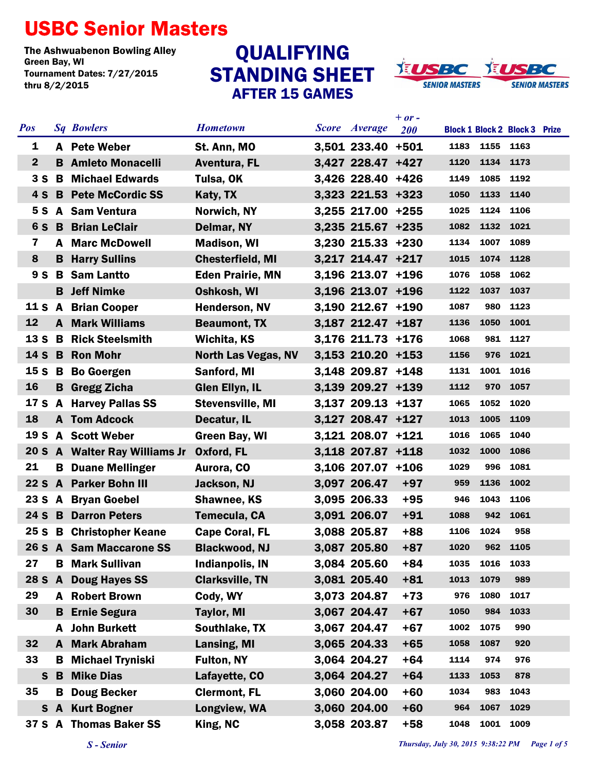# USBC Senior Masters

The Ashwuabenon Bowling Alley
Green Bay, WI
Tournament Dates: 7/27/2015
thru 8/2/2015

## QUALIFYING STANDING SHEET
### AFTER 15 GAMES

| Pos | | Sq | Bowlers | Hometown | Score | Average | + or - 200 | Block 1 | Block 2 | Block 3 | Prize |
|---|---|---|---|---|---|---|---|---|---|---|---|
| 1 | | A | Pete Weber | St. Ann, MO | 3,501 | 233.40 | +501 | 1183 | 1155 | 1163 | |
| 2 | | B | Amleto Monacelli | Aventura, FL | 3,427 | 228.47 | +427 | 1120 | 1134 | 1173 | |
| 3 | S | B | Michael Edwards | Tulsa, OK | 3,426 | 228.40 | +426 | 1149 | 1085 | 1192 | |
| 4 | S | B | Pete McCordic SS | Katy, TX | 3,323 | 221.53 | +323 | 1050 | 1133 | 1140 | |
| 5 | S | A | Sam Ventura | Norwich, NY | 3,255 | 217.00 | +255 | 1025 | 1124 | 1106 | |
| 6 | S | B | Brian LeClair | Delmar, NY | 3,235 | 215.67 | +235 | 1082 | 1132 | 1021 | |
| 7 | | A | Marc McDowell | Madison, WI | 3,230 | 215.33 | +230 | 1134 | 1007 | 1089 | |
| 8 | | B | Harry Sullins | Chesterfield, MI | 3,217 | 214.47 | +217 | 1015 | 1074 | 1128 | |
| 9 | S | B | Sam Lantto | Eden Prairie, MN | 3,196 | 213.07 | +196 | 1076 | 1058 | 1062 | |
| | | B | Jeff Nimke | Oshkosh, WI | 3,196 | 213.07 | +196 | 1122 | 1037 | 1037 | |
| 11 | S | A | Brian Cooper | Henderson, NV | 3,190 | 212.67 | +190 | 1087 | 980 | 1123 | |
| 12 | | A | Mark Williams | Beaumont, TX | 3,187 | 212.47 | +187 | 1136 | 1050 | 1001 | |
| 13 | S | B | Rick Steelsmith | Wichita, KS | 3,176 | 211.73 | +176 | 1068 | 981 | 1127 | |
| 14 | S | B | Ron Mohr | North Las Vegas, NV | 3,153 | 210.20 | +153 | 1156 | 976 | 1021 | |
| 15 | S | B | Bo Goergen | Sanford, MI | 3,148 | 209.87 | +148 | 1131 | 1001 | 1016 | |
| 16 | | B | Gregg Zicha | Glen Ellyn, IL | 3,139 | 209.27 | +139 | 1112 | 970 | 1057 | |
| 17 | S | A | Harvey Pallas SS | Stevensville, MI | 3,137 | 209.13 | +137 | 1065 | 1052 | 1020 | |
| 18 | | A | Tom Adcock | Decatur, IL | 3,127 | 208.47 | +127 | 1013 | 1005 | 1109 | |
| 19 | S | A | Scott Weber | Green Bay, WI | 3,121 | 208.07 | +121 | 1016 | 1065 | 1040 | |
| 20 | S | A | Walter Ray Williams Jr | Oxford, FL | 3,118 | 207.87 | +118 | 1032 | 1000 | 1086 | |
| 21 | | B | Duane Mellinger | Aurora, CO | 3,106 | 207.07 | +106 | 1029 | 996 | 1081 | |
| 22 | S | A | Parker Bohn III | Jackson, NJ | 3,097 | 206.47 | +97 | 959 | 1136 | 1002 | |
| 23 | S | A | Bryan Goebel | Shawnee, KS | 3,095 | 206.33 | +95 | 946 | 1043 | 1106 | |
| 24 | S | B | Darron Peters | Temecula, CA | 3,091 | 206.07 | +91 | 1088 | 942 | 1061 | |
| 25 | S | B | Christopher Keane | Cape Coral, FL | 3,088 | 205.87 | +88 | 1106 | 1024 | 958 | |
| 26 | S | A | Sam Maccarone SS | Blackwood, NJ | 3,087 | 205.80 | +87 | 1020 | 962 | 1105 | |
| 27 | | B | Mark Sullivan | Indianapolis, IN | 3,084 | 205.60 | +84 | 1035 | 1016 | 1033 | |
| 28 | S | A | Doug Hayes SS | Clarksville, TN | 3,081 | 205.40 | +81 | 1013 | 1079 | 989 | |
| 29 | | A | Robert Brown | Cody, WY | 3,073 | 204.87 | +73 | 976 | 1080 | 1017 | |
| 30 | | B | Ernie Segura | Taylor, MI | 3,067 | 204.47 | +67 | 1050 | 984 | 1033 | |
| | | A | John Burkett | Southlake, TX | 3,067 | 204.47 | +67 | 1002 | 1075 | 990 | |
| 32 | | A | Mark Abraham | Lansing, MI | 3,065 | 204.33 | +65 | 1058 | 1087 | 920 | |
| 33 | | B | Michael Tryniski | Fulton, NY | 3,064 | 204.27 | +64 | 1114 | 974 | 976 | |
| | S | B | Mike Dias | Lafayette, CO | 3,064 | 204.27 | +64 | 1133 | 1053 | 878 | |
| 35 | | B | Doug Becker | Clermont, FL | 3,060 | 204.00 | +60 | 1034 | 983 | 1043 | |
| | S | A | Kurt Bogner | Longview, WA | 3,060 | 204.00 | +60 | 964 | 1067 | 1029 | |
| 37 | S | A | Thomas Baker SS | King, NC | 3,058 | 203.87 | +58 | 1048 | 1001 | 1009 | |

*S - Senior*

*Thursday, July 30, 2015 9:38:22 PM*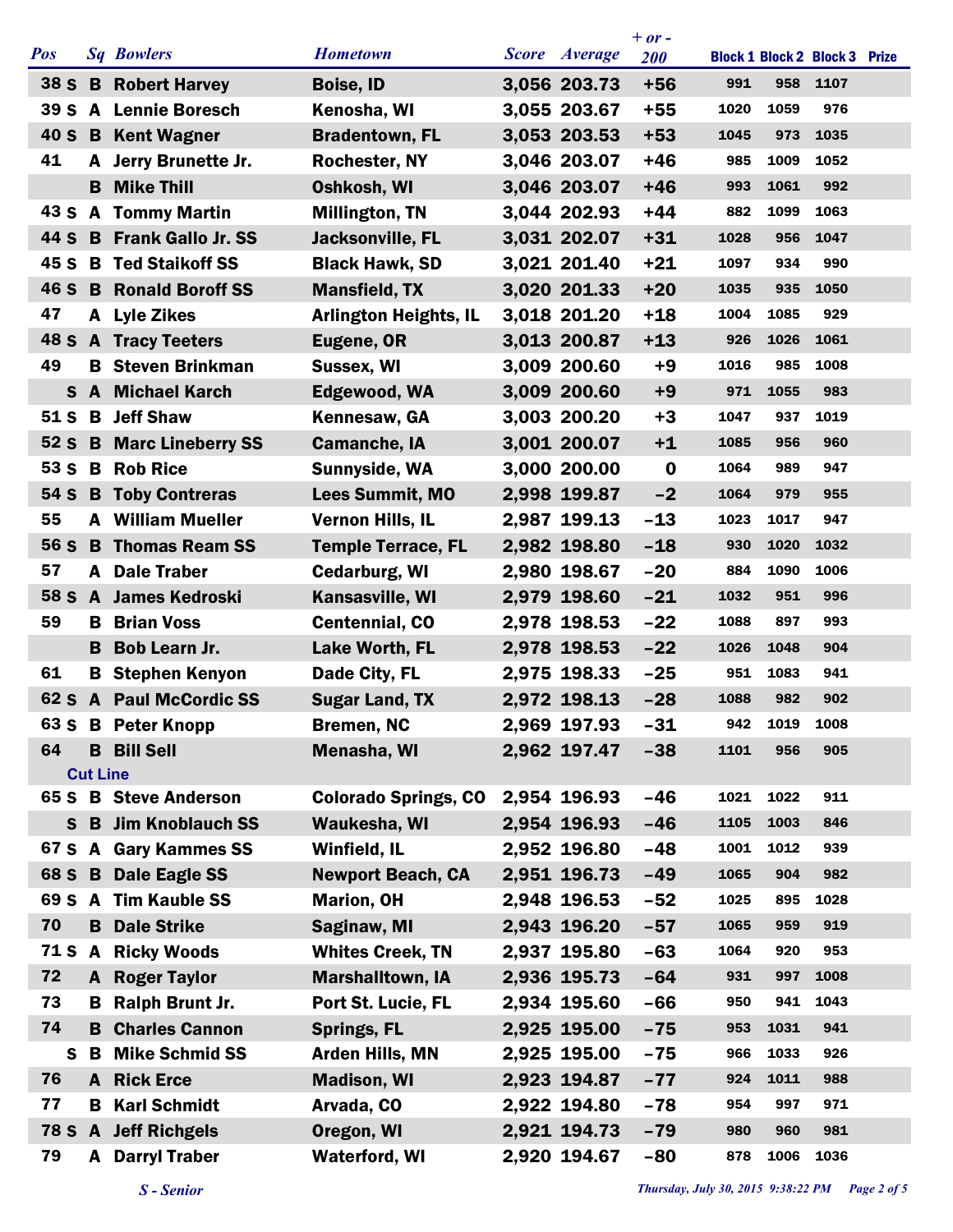| Pos | | Sq | Bowlers | Hometown | Score | Average | + or - 200 | Block 1 | Block 2 | Block 3 | Prize |
|---|---|---|---|---|---|---|---|---|---|---|---|
| 38 | S | B | Robert Harvey | Boise, ID | 3,056 | 203.73 | +56 | 991 | 958 | 1107 | |
| 39 | S | A | Lennie Boresch | Kenosha, WI | 3,055 | 203.67 | +55 | 1020 | 1059 | 976 | |
| 40 | S | B | Kent Wagner | Bradentown, FL | 3,053 | 203.53 | +53 | 1045 | 973 | 1035 | |
| 41 | | A | Jerry Brunette Jr. | Rochester, NY | 3,046 | 203.07 | +46 | 985 | 1009 | 1052 | |
| | | B | Mike Thill | Oshkosh, WI | 3,046 | 203.07 | +46 | 993 | 1061 | 992 | |
| 43 | S | A | Tommy Martin | Millington, TN | 3,044 | 202.93 | +44 | 882 | 1099 | 1063 | |
| 44 | S | B | Frank Gallo Jr. SS | Jacksonville, FL | 3,031 | 202.07 | +31 | 1028 | 956 | 1047 | |
| 45 | S | B | Ted Staikoff SS | Black Hawk, SD | 3,021 | 201.40 | +21 | 1097 | 934 | 990 | |
| 46 | S | B | Ronald Boroff SS | Mansfield, TX | 3,020 | 201.33 | +20 | 1035 | 935 | 1050 | |
| 47 | | A | Lyle Zikes | Arlington Heights, IL | 3,018 | 201.20 | +18 | 1004 | 1085 | 929 | |
| 48 | S | A | Tracy Teeters | Eugene, OR | 3,013 | 200.87 | +13 | 926 | 1026 | 1061 | |
| 49 | | B | Steven Brinkman | Sussex, WI | 3,009 | 200.60 | +9 | 1016 | 985 | 1008 | |
| | S | A | Michael Karch | Edgewood, WA | 3,009 | 200.60 | +9 | 971 | 1055 | 983 | |
| 51 | S | B | Jeff Shaw | Kennesaw, GA | 3,003 | 200.20 | +3 | 1047 | 937 | 1019 | |
| 52 | S | B | Marc Lineberry SS | Camanche, IA | 3,001 | 200.07 | +1 | 1085 | 956 | 960 | |
| 53 | S | B | Rob Rice | Sunnyside, WA | 3,000 | 200.00 | 0 | 1064 | 989 | 947 | |
| 54 | S | B | Toby Contreras | Lees Summit, MO | 2,998 | 199.87 | -2 | 1064 | 979 | 955 | |
| 55 | | A | William Mueller | Vernon Hills, IL | 2,987 | 199.13 | -13 | 1023 | 1017 | 947 | |
| 56 | S | B | Thomas Ream SS | Temple Terrace, FL | 2,982 | 198.80 | -18 | 930 | 1020 | 1032 | |
| 57 | | A | Dale Traber | Cedarburg, WI | 2,980 | 198.67 | -20 | 884 | 1090 | 1006 | |
| 58 | S | A | James Kedroski | Kansasville, WI | 2,979 | 198.60 | -21 | 1032 | 951 | 996 | |
| 59 | | B | Brian Voss | Centennial, CO | 2,978 | 198.53 | -22 | 1088 | 897 | 993 | |
| | | B | Bob Learn Jr. | Lake Worth, FL | 2,978 | 198.53 | -22 | 1026 | 1048 | 904 | |
| 61 | | B | Stephen Kenyon | Dade City, FL | 2,975 | 198.33 | -25 | 951 | 1083 | 941 | |
| 62 | S | A | Paul McCordic SS | Sugar Land, TX | 2,972 | 198.13 | -28 | 1088 | 982 | 902 | |
| 63 | S | B | Peter Knopp | Bremen, NC | 2,969 | 197.93 | -31 | 942 | 1019 | 1008 | |
| 64 | | B | Bill Sell | Menasha, WI | 2,962 | 197.47 | -38 | 1101 | 956 | 905 | |
| Cut Line | | | | | | | | | | | |
| 65 | S | B | Steve Anderson | Colorado Springs, CO | 2,954 | 196.93 | -46 | 1021 | 1022 | 911 | |
| | S | B | Jim Knoblauch SS | Waukesha, WI | 2,954 | 196.93 | -46 | 1105 | 1003 | 846 | |
| 67 | S | A | Gary Kammes SS | Winfield, IL | 2,952 | 196.80 | -48 | 1001 | 1012 | 939 | |
| 68 | S | B | Dale Eagle SS | Newport Beach, CA | 2,951 | 196.73 | -49 | 1065 | 904 | 982 | |
| 69 | S | A | Tim Kauble SS | Marion, OH | 2,948 | 196.53 | -52 | 1025 | 895 | 1028 | |
| 70 | | B | Dale Strike | Saginaw, MI | 2,943 | 196.20 | -57 | 1065 | 959 | 919 | |
| 71 | S | A | Ricky Woods | Whites Creek, TN | 2,937 | 195.80 | -63 | 1064 | 920 | 953 | |
| 72 | | A | Roger Taylor | Marshalltown, IA | 2,936 | 195.73 | -64 | 931 | 997 | 1008 | |
| 73 | | B | Ralph Brunt Jr. | Port St. Lucie, FL | 2,934 | 195.60 | -66 | 950 | 941 | 1043 | |
| 74 | | B | Charles Cannon | Springs, FL | 2,925 | 195.00 | -75 | 953 | 1031 | 941 | |
| | S | B | Mike Schmid SS | Arden Hills, MN | 2,925 | 195.00 | -75 | 966 | 1033 | 926 | |
| 76 | | A | Rick Erce | Madison, WI | 2,923 | 194.87 | -77 | 924 | 1011 | 988 | |
| 77 | | B | Karl Schmidt | Arvada, CO | 2,922 | 194.80 | -78 | 954 | 997 | 971 | |
| 78 | S | A | Jeff Richgels | Oregon, WI | 2,921 | 194.73 | -79 | 980 | 960 | 981 | |
| 79 | | A | Darryl Traber | Waterford, WI | 2,920 | 194.67 | -80 | 878 | 1006 | 1036 | |

*S - Senior*

*Thursday, July 30, 2015 9:38:22 PM*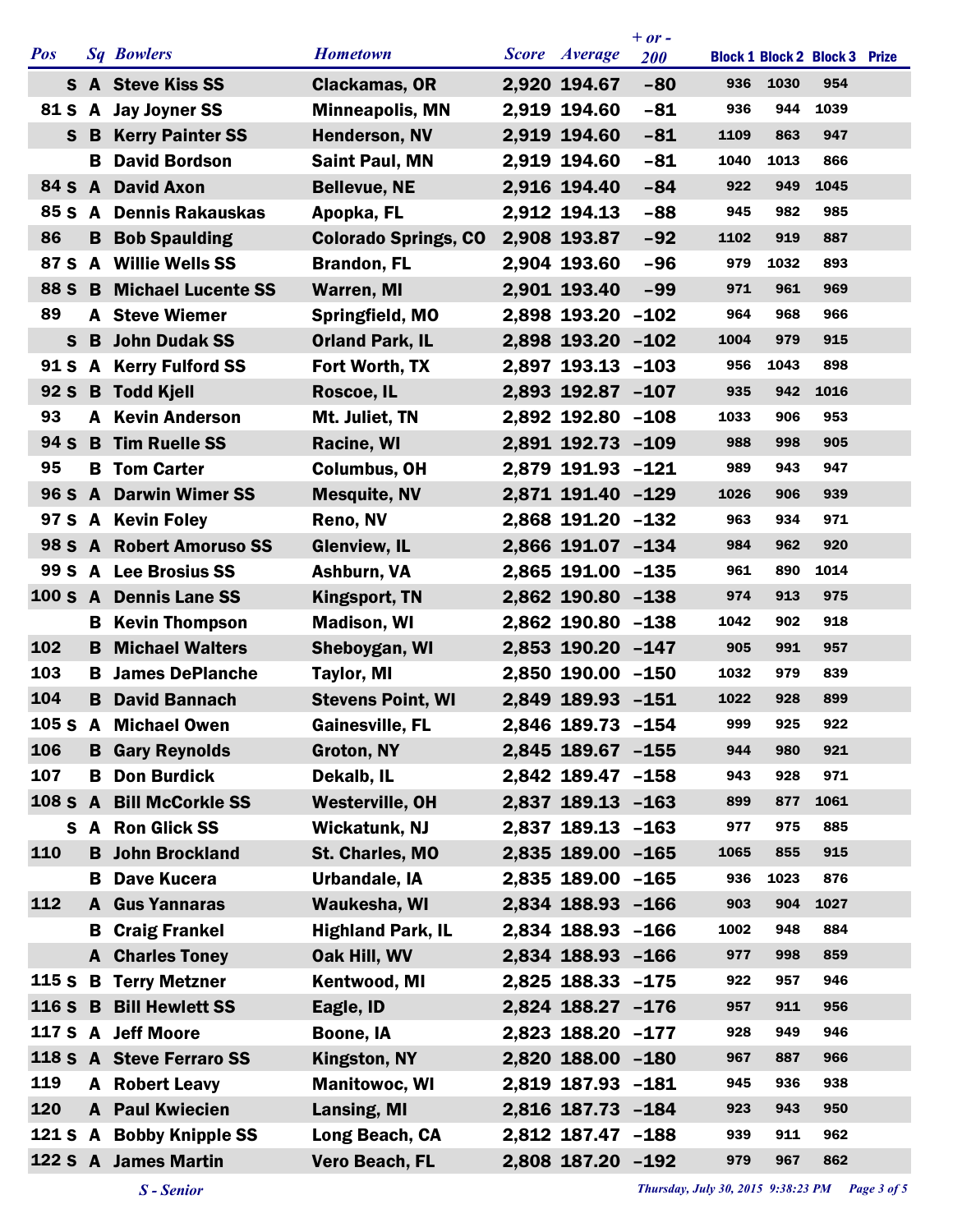| Pos | | Sq | Bowlers | Hometown | Score | Average | + or - 200 | Block 1 | Block 2 | Block 3 | Prize |
|---|---|---|---|---|---|---|---|---|---|---|---|
| | S | A | Steve Kiss SS | Clackamas, OR | 2,920 | 194.67 | -80 | 936 | 1030 | 954 | |
| 81 | S | A | Jay Joyner SS | Minneapolis, MN | 2,919 | 194.60 | -81 | 936 | 944 | 1039 | |
| | S | B | Kerry Painter SS | Henderson, NV | 2,919 | 194.60 | -81 | 1109 | 863 | 947 | |
| | | B | David Bordson | Saint Paul, MN | 2,919 | 194.60 | -81 | 1040 | 1013 | 866 | |
| 84 | S | A | David Axon | Bellevue, NE | 2,916 | 194.40 | -84 | 922 | 949 | 1045 | |
| 85 | S | A | Dennis Rakauskas | Apopka, FL | 2,912 | 194.13 | -88 | 945 | 982 | 985 | |
| 86 | | B | Bob Spaulding | Colorado Springs, CO | 2,908 | 193.87 | -92 | 1102 | 919 | 887 | |
| 87 | S | A | Willie Wells SS | Brandon, FL | 2,904 | 193.60 | -96 | 979 | 1032 | 893 | |
| 88 | S | B | Michael Lucente SS | Warren, MI | 2,901 | 193.40 | -99 | 971 | 961 | 969 | |
| 89 | | A | Steve Wiemer | Springfield, MO | 2,898 | 193.20 | -102 | 964 | 968 | 966 | |
| | S | B | John Dudak SS | Orland Park, IL | 2,898 | 193.20 | -102 | 1004 | 979 | 915 | |
| 91 | S | A | Kerry Fulford SS | Fort Worth, TX | 2,897 | 193.13 | -103 | 956 | 1043 | 898 | |
| 92 | S | B | Todd Kjell | Roscoe, IL | 2,893 | 192.87 | -107 | 935 | 942 | 1016 | |
| 93 | | A | Kevin Anderson | Mt. Juliet, TN | 2,892 | 192.80 | -108 | 1033 | 906 | 953 | |
| 94 | S | B | Tim Ruelle SS | Racine, WI | 2,891 | 192.73 | -109 | 988 | 998 | 905 | |
| 95 | | B | Tom Carter | Columbus, OH | 2,879 | 191.93 | -121 | 989 | 943 | 947 | |
| 96 | S | A | Darwin Wimer SS | Mesquite, NV | 2,871 | 191.40 | -129 | 1026 | 906 | 939 | |
| 97 | S | A | Kevin Foley | Reno, NV | 2,868 | 191.20 | -132 | 963 | 934 | 971 | |
| 98 | S | A | Robert Amoruso SS | Glenview, IL | 2,866 | 191.07 | -134 | 984 | 962 | 920 | |
| 99 | S | A | Lee Brosius SS | Ashburn, VA | 2,865 | 191.00 | -135 | 961 | 890 | 1014 | |
| 100 | S | A | Dennis Lane SS | Kingsport, TN | 2,862 | 190.80 | -138 | 974 | 913 | 975 | |
| | | B | Kevin Thompson | Madison, WI | 2,862 | 190.80 | -138 | 1042 | 902 | 918 | |
| 102 | | B | Michael Walters | Sheboygan, WI | 2,853 | 190.20 | -147 | 905 | 991 | 957 | |
| 103 | | B | James DePlanche | Taylor, MI | 2,850 | 190.00 | -150 | 1032 | 979 | 839 | |
| 104 | | B | David Bannach | Stevens Point, WI | 2,849 | 189.93 | -151 | 1022 | 928 | 899 | |
| 105 | S | A | Michael Owen | Gainesville, FL | 2,846 | 189.73 | -154 | 999 | 925 | 922 | |
| 106 | | B | Gary Reynolds | Groton, NY | 2,845 | 189.67 | -155 | 944 | 980 | 921 | |
| 107 | | B | Don Burdick | Dekalb, IL | 2,842 | 189.47 | -158 | 943 | 928 | 971 | |
| 108 | S | A | Bill McCorkle SS | Westerville, OH | 2,837 | 189.13 | -163 | 899 | 877 | 1061 | |
| | S | A | Ron Glick SS | Wickatunk, NJ | 2,837 | 189.13 | -163 | 977 | 975 | 885 | |
| 110 | | B | John Brockland | St. Charles, MO | 2,835 | 189.00 | -165 | 1065 | 855 | 915 | |
| | | B | Dave Kucera | Urbandale, IA | 2,835 | 189.00 | -165 | 936 | 1023 | 876 | |
| 112 | | A | Gus Yannaras | Waukesha, WI | 2,834 | 188.93 | -166 | 903 | 904 | 1027 | |
| | | B | Craig Frankel | Highland Park, IL | 2,834 | 188.93 | -166 | 1002 | 948 | 884 | |
| | | A | Charles Toney | Oak Hill, WV | 2,834 | 188.93 | -166 | 977 | 998 | 859 | |
| 115 | S | B | Terry Metzner | Kentwood, MI | 2,825 | 188.33 | -175 | 922 | 957 | 946 | |
| 116 | S | B | Bill Hewlett SS | Eagle, ID | 2,824 | 188.27 | -176 | 957 | 911 | 956 | |
| 117 | S | A | Jeff Moore | Boone, IA | 2,823 | 188.20 | -177 | 928 | 949 | 946 | |
| 118 | S | A | Steve Ferraro SS | Kingston, NY | 2,820 | 188.00 | -180 | 967 | 887 | 966 | |
| 119 | | A | Robert Leavy | Manitowoc, WI | 2,819 | 187.93 | -181 | 945 | 936 | 938 | |
| 120 | | A | Paul Kwiecien | Lansing, MI | 2,816 | 187.73 | -184 | 923 | 943 | 950 | |
| 121 | S | A | Bobby Knipple SS | Long Beach, CA | 2,812 | 187.47 | -188 | 939 | 911 | 962 | |
| 122 | S | A | James Martin | Vero Beach, FL | 2,808 | 187.20 | -192 | 979 | 967 | 862 | |

*S - Senior*

*Thursday, July 30, 2015 9:38:23 PM*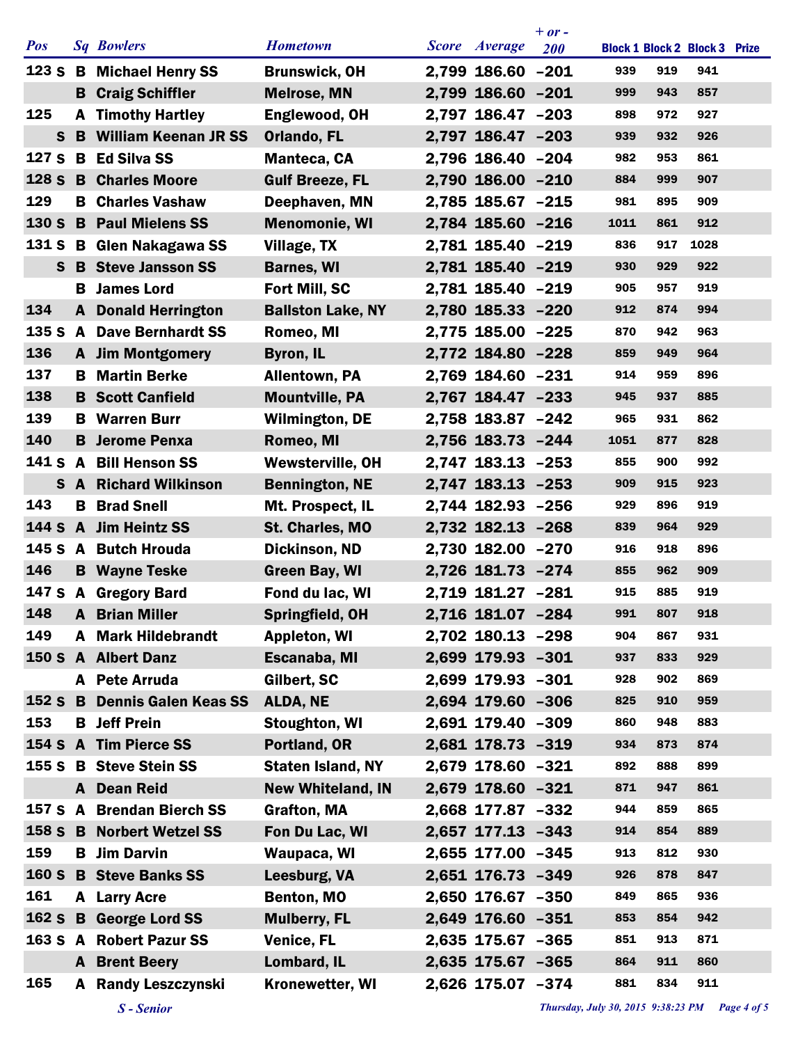| Pos | | Sq | Bowlers | Hometown | Score | Average | + or - 200 | Block 1 | Block 2 | Block 3 | Prize |
|---|---|---|---|---|---|---|---|---|---|---|---|
| 123 | S | B | Michael Henry SS | Brunswick, OH | 2,799 | 186.60 | -201 | 939 | 919 | 941 | |
| | | B | Craig Schiffler | Melrose, MN | 2,799 | 186.60 | -201 | 999 | 943 | 857 | |
| 125 | | A | Timothy Hartley | Englewood, OH | 2,797 | 186.47 | -203 | 898 | 972 | 927 | |
| | S | B | William Keenan JR SS | Orlando, FL | 2,797 | 186.47 | -203 | 939 | 932 | 926 | |
| 127 | S | B | Ed Silva SS | Manteca, CA | 2,796 | 186.40 | -204 | 982 | 953 | 861 | |
| 128 | S | B | Charles Moore | Gulf Breeze, FL | 2,790 | 186.00 | -210 | 884 | 999 | 907 | |
| 129 | | B | Charles Vashaw | Deephaven, MN | 2,785 | 185.67 | -215 | 981 | 895 | 909 | |
| 130 | S | B | Paul Mielens SS | Menomonie, WI | 2,784 | 185.60 | -216 | 1011 | 861 | 912 | |
| 131 | S | B | Glen Nakagawa SS | Village, TX | 2,781 | 185.40 | -219 | 836 | 917 | 1028 | |
| | S | B | Steve Jansson SS | Barnes, WI | 2,781 | 185.40 | -219 | 930 | 929 | 922 | |
| | | B | James Lord | Fort Mill, SC | 2,781 | 185.40 | -219 | 905 | 957 | 919 | |
| 134 | | A | Donald Herrington | Ballston Lake, NY | 2,780 | 185.33 | -220 | 912 | 874 | 994 | |
| 135 | S | A | Dave Bernhardt SS | Romeo, MI | 2,775 | 185.00 | -225 | 870 | 942 | 963 | |
| 136 | | A | Jim Montgomery | Byron, IL | 2,772 | 184.80 | -228 | 859 | 949 | 964 | |
| 137 | | B | Martin Berke | Allentown, PA | 2,769 | 184.60 | -231 | 914 | 959 | 896 | |
| 138 | | B | Scott Canfield | Mountville, PA | 2,767 | 184.47 | -233 | 945 | 937 | 885 | |
| 139 | | B | Warren Burr | Wilmington, DE | 2,758 | 183.87 | -242 | 965 | 931 | 862 | |
| 140 | | B | Jerome Penxa | Romeo, MI | 2,756 | 183.73 | -244 | 1051 | 877 | 828 | |
| 141 | S | A | Bill Henson SS | Wewsterville, OH | 2,747 | 183.13 | -253 | 855 | 900 | 992 | |
| | S | A | Richard Wilkinson | Bennington, NE | 2,747 | 183.13 | -253 | 909 | 915 | 923 | |
| 143 | | B | Brad Snell | Mt. Prospect, IL | 2,744 | 182.93 | -256 | 929 | 896 | 919 | |
| 144 | S | A | Jim Heintz SS | St. Charles, MO | 2,732 | 182.13 | -268 | 839 | 964 | 929 | |
| 145 | S | A | Butch Hrouda | Dickinson, ND | 2,730 | 182.00 | -270 | 916 | 918 | 896 | |
| 146 | | B | Wayne Teske | Green Bay, WI | 2,726 | 181.73 | -274 | 855 | 962 | 909 | |
| 147 | S | A | Gregory Bard | Fond du lac, WI | 2,719 | 181.27 | -281 | 915 | 885 | 919 | |
| 148 | | A | Brian Miller | Springfield, OH | 2,716 | 181.07 | -284 | 991 | 807 | 918 | |
| 149 | | A | Mark Hildebrandt | Appleton, WI | 2,702 | 180.13 | -298 | 904 | 867 | 931 | |
| 150 | S | A | Albert Danz | Escanaba, MI | 2,699 | 179.93 | -301 | 937 | 833 | 929 | |
| | | A | Pete Arruda | Gilbert, SC | 2,699 | 179.93 | -301 | 928 | 902 | 869 | |
| 152 | S | B | Dennis Galen Keas SS | ALDA, NE | 2,694 | 179.60 | -306 | 825 | 910 | 959 | |
| 153 | | B | Jeff Prein | Stoughton, WI | 2,691 | 179.40 | -309 | 860 | 948 | 883 | |
| 154 | S | A | Tim Pierce SS | Portland, OR | 2,681 | 178.73 | -319 | 934 | 873 | 874 | |
| 155 | S | B | Steve Stein SS | Staten Island, NY | 2,679 | 178.60 | -321 | 892 | 888 | 899 | |
| | | A | Dean Reid | New Whiteland, IN | 2,679 | 178.60 | -321 | 871 | 947 | 861 | |
| 157 | S | A | Brendan Bierch SS | Grafton, MA | 2,668 | 177.87 | -332 | 944 | 859 | 865 | |
| 158 | S | B | Norbert Wetzel SS | Fon Du Lac, WI | 2,657 | 177.13 | -343 | 914 | 854 | 889 | |
| 159 | | B | Jim Darvin | Waupaca, WI | 2,655 | 177.00 | -345 | 913 | 812 | 930 | |
| 160 | S | B | Steve Banks SS | Leesburg, VA | 2,651 | 176.73 | -349 | 926 | 878 | 847 | |
| 161 | | A | Larry Acre | Benton, MO | 2,650 | 176.67 | -350 | 849 | 865 | 936 | |
| 162 | S | B | George Lord SS | Mulberry, FL | 2,649 | 176.60 | -351 | 853 | 854 | 942 | |
| 163 | S | A | Robert Pazur SS | Venice, FL | 2,635 | 175.67 | -365 | 851 | 913 | 871 | |
| | | A | Brent Beery | Lombard, IL | 2,635 | 175.67 | -365 | 864 | 911 | 860 | |
| 165 | | A | Randy Leszczynski | Kronewetter, WI | 2,626 | 175.07 | -374 | 881 | 834 | 911 | |

*S - Senior*

*Thursday, July 30, 2015 9:38:23 PM*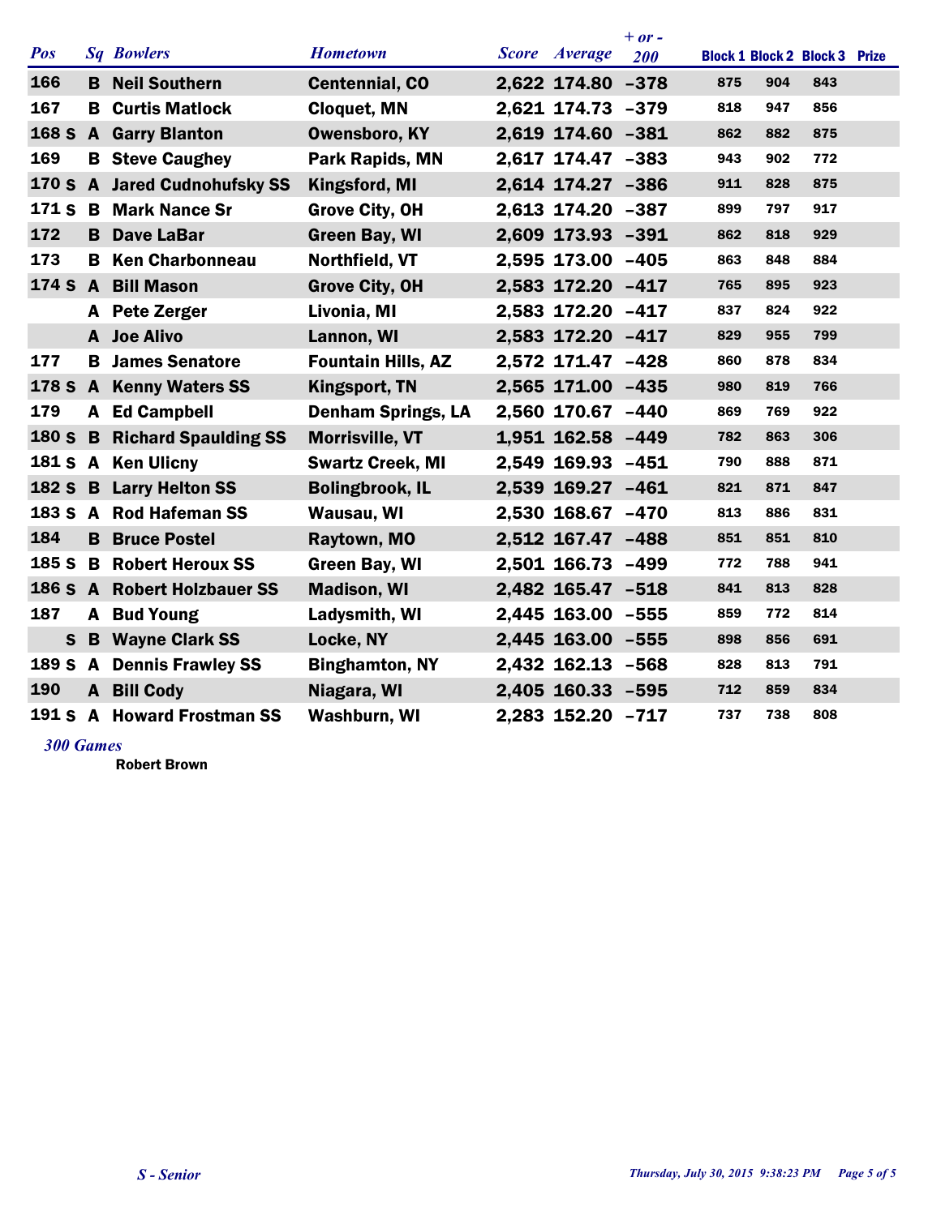| Pos | Sq | Bowlers | Hometown | Score | Average | + or - 200 | Block 1 | Block 2 | Block 3 | Prize |
|---|---|---|---|---|---|---|---|---|---|---|
| 166 | B | Neil Southern | Centennial, CO | 2,622 | 174.80 | -378 | 875 | 904 | 843 | |
| 167 | B | Curtis Matlock | Cloquet, MN | 2,621 | 174.73 | -379 | 818 | 947 | 856 | |
| 168 S | A | Garry Blanton | Owensboro, KY | 2,619 | 174.60 | -381 | 862 | 882 | 875 | |
| 169 | B | Steve Caughey | Park Rapids, MN | 2,617 | 174.47 | -383 | 943 | 902 | 772 | |
| 170 S | A | Jared Cudnohufsky SS | Kingsford, MI | 2,614 | 174.27 | -386 | 911 | 828 | 875 | |
| 171 S | B | Mark Nance Sr | Grove City, OH | 2,613 | 174.20 | -387 | 899 | 797 | 917 | |
| 172 | B | Dave LaBar | Green Bay, WI | 2,609 | 173.93 | -391 | 862 | 818 | 929 | |
| 173 | B | Ken Charbonneau | Northfield, VT | 2,595 | 173.00 | -405 | 863 | 848 | 884 | |
| 174 S | A | Bill Mason | Grove City, OH | 2,583 | 172.20 | -417 | 765 | 895 | 923 | |
| | A | Pete Zerger | Livonia, MI | 2,583 | 172.20 | -417 | 837 | 824 | 922 | |
| | A | Joe Alivo | Lannon, WI | 2,583 | 172.20 | -417 | 829 | 955 | 799 | |
| 177 | B | James Senatore | Fountain Hills, AZ | 2,572 | 171.47 | -428 | 860 | 878 | 834 | |
| 178 S | A | Kenny Waters SS | Kingsport, TN | 2,565 | 171.00 | -435 | 980 | 819 | 766 | |
| 179 | A | Ed Campbell | Denham Springs, LA | 2,560 | 170.67 | -440 | 869 | 769 | 922 | |
| 180 S | B | Richard Spaulding SS | Morrisville, VT | 1,951 | 162.58 | -449 | 782 | 863 | 306 | |
| 181 S | A | Ken Ulicny | Swartz Creek, MI | 2,549 | 169.93 | -451 | 790 | 888 | 871 | |
| 182 S | B | Larry Helton SS | Bolingbrook, IL | 2,539 | 169.27 | -461 | 821 | 871 | 847 | |
| 183 S | A | Rod Hafeman SS | Wausau, WI | 2,530 | 168.67 | -470 | 813 | 886 | 831 | |
| 184 | B | Bruce Postel | Raytown, MO | 2,512 | 167.47 | -488 | 851 | 851 | 810 | |
| 185 S | B | Robert Heroux SS | Green Bay, WI | 2,501 | 166.73 | -499 | 772 | 788 | 941 | |
| 186 S | A | Robert Holzbauer SS | Madison, WI | 2,482 | 165.47 | -518 | 841 | 813 | 828 | |
| 187 | A | Bud Young | Ladysmith, WI | 2,445 | 163.00 | -555 | 859 | 772 | 814 | |
| S | B | Wayne Clark SS | Locke, NY | 2,445 | 163.00 | -555 | 898 | 856 | 691 | |
| 189 S | A | Dennis Frawley SS | Binghamton, NY | 2,432 | 162.13 | -568 | 828 | 813 | 791 | |
| 190 | A | Bill Cody | Niagara, WI | 2,405 | 160.33 | -595 | 712 | 859 | 834 | |
| 191 S | A | Howard Frostman SS | Washburn, WI | 2,283 | 152.20 | -717 | 737 | 738 | 808 | |

*300 Games*

Robert Brown

*S - Senior*